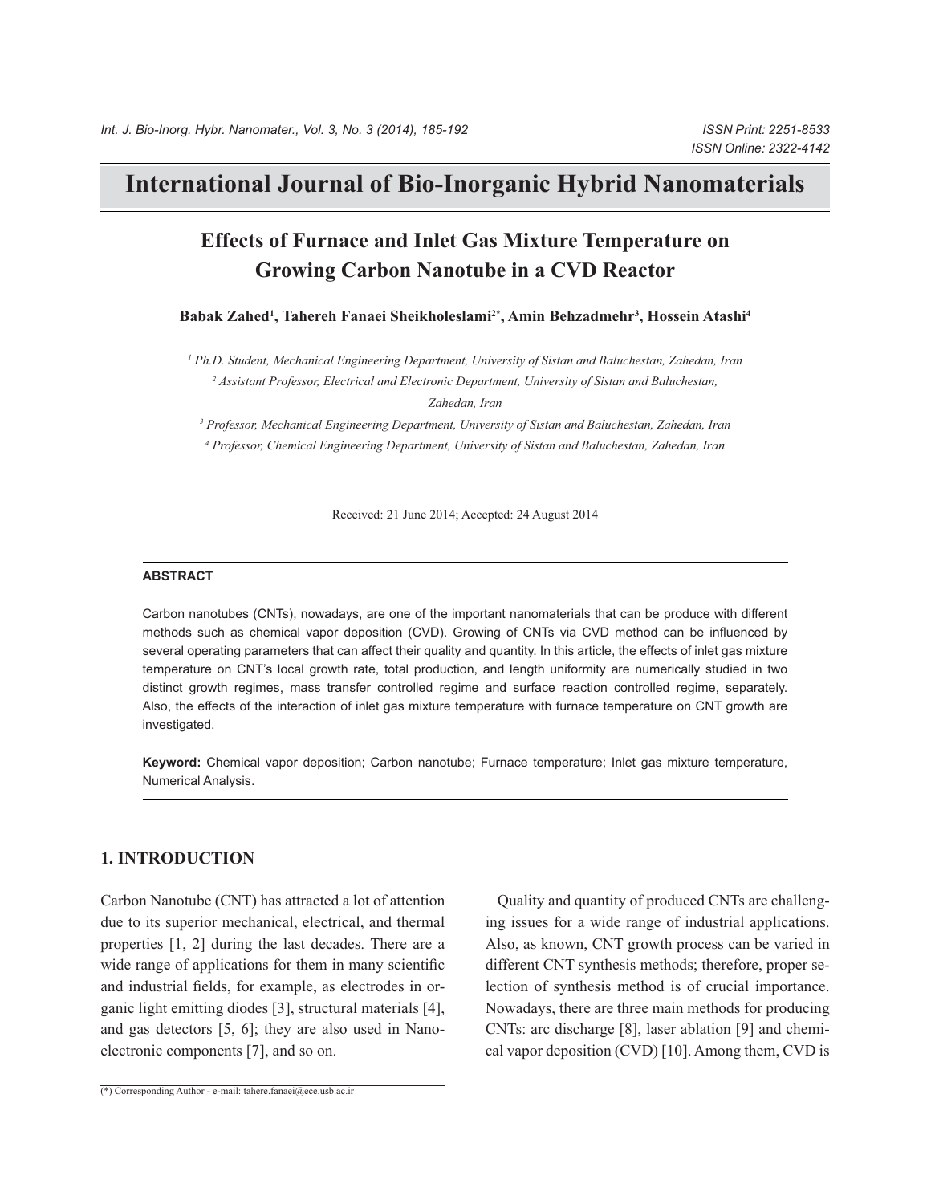# International Journal of Bio-Inorganic Hybrid Nanomaterials

## Effects of Furnace and Inlet Gas Mixture Temperature on Growing Carbon Nanotube in a CVD Reactor

**Babak Zahed[1], Tahereh Fanaei Sheikholeslami[2*], Amin Behzadmehr[3], Hossein Atashi[4]**

*[1] Ph.D. Student, Mechanical Engineering Department, University of Sistan and Baluchestan, Zahedan, Iran*

*[2] Assistant Professor, Electrical and Electronic Department, University of Sistan and Baluchestan, Zahedan, Iran*

*[3] Professor, Mechanical Engineering Department, University of Sistan and Baluchestan, Zahedan, Iran*

*[4] Professor, Chemical Engineering Department, University of Sistan and Baluchestan, Zahedan, Iran*

Received: 21 June 2014; Accepted: 24 August 2014

### ABSTRACT

Carbon nanotubes (CNTs), nowadays, are one of the important nanomaterials that can be produce with different methods such as chemical vapor deposition (CVD). Growing of CNTs via CVD method can be influenced by several operating parameters that can affect their quality and quantity. In this article, the effects of inlet gas mixture temperature on CNT's local growth rate, total production, and length uniformity are numerically studied in two distinct growth regimes, mass transfer controlled regime and surface reaction controlled regime, separately. Also, the effects of the interaction of inlet gas mixture temperature with furnace temperature on CNT growth are investigated.

**Keyword:** Chemical vapor deposition; Carbon nanotube; Furnace temperature; Inlet gas mixture temperature, Numerical Analysis.

## 1. INTRODUCTION

Carbon Nanotube (CNT) has attracted a lot of attention due to its superior mechanical, electrical, and thermal properties [1, 2] during the last decades. There are a wide range of applications for them in many scientific and industrial fields, for example, as electrodes in organic light emitting diodes [3], structural materials [4], and gas detectors [5, 6]; they are also used in Nanoelectronic components [7], and so on.

Quality and quantity of produced CNTs are challenging issues for a wide range of industrial applications. Also, as known, CNT growth process can be varied in different CNT synthesis methods; therefore, proper selection of synthesis method is of crucial importance. Nowadays, there are three main methods for producing CNTs: arc discharge [8], laser ablation [9] and chemical vapor deposition (CVD) [10]. Among them, CVD is

(*) Corresponding Author - e-mail: tahere.fanaei@ece.usb.ac.ir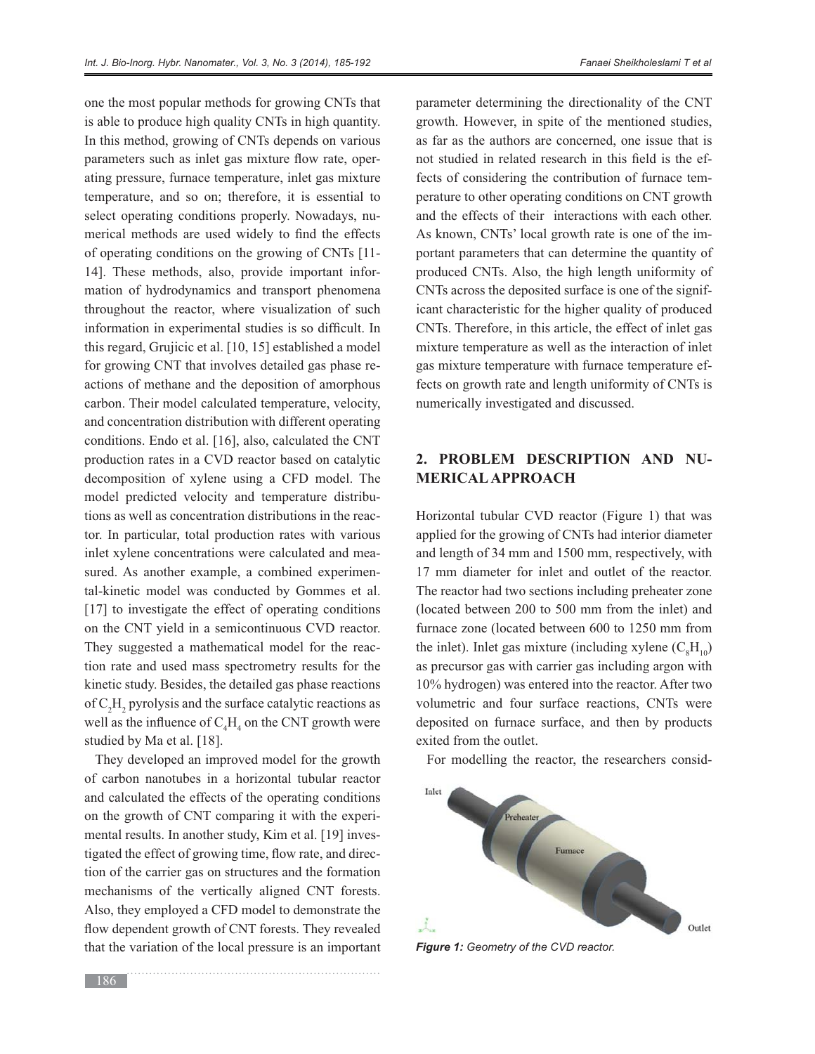one the most popular methods for growing CNTs that is able to produce high quality CNTs in high quantity. In this method, growing of CNTs depends on various parameters such as inlet gas mixture flow rate, operating pressure, furnace temperature, inlet gas mixture temperature, and so on; therefore, it is essential to select operating conditions properly. Nowadays, numerical methods are used widely to find the effects of operating conditions on the growing of CNTs [11-14]. These methods, also, provide important information of hydrodynamics and transport phenomena throughout the reactor, where visualization of such information in experimental studies is so difficult. In this regard, Grujicic et al. [10, 15] established a model for growing CNT that involves detailed gas phase reactions of methane and the deposition of amorphous carbon. Their model calculated temperature, velocity, and concentration distribution with different operating conditions. Endo et al. [16], also, calculated the CNT production rates in a CVD reactor based on catalytic decomposition of xylene using a CFD model. The model predicted velocity and temperature distributions as well as concentration distributions in the reactor. In particular, total production rates with various inlet xylene concentrations were calculated and measured. As another example, a combined experimental-kinetic model was conducted by Gommes et al. [17] to investigate the effect of operating conditions on the CNT yield in a semicontinuous CVD reactor. They suggested a mathematical model for the reaction rate and used mass spectrometry results for the kinetic study. Besides, the detailed gas phase reactions of $C_2H_2$ pyrolysis and the surface catalytic reactions as well as the influence of $C_4H_4$ on the CNT growth were studied by Ma et al. [18].

They developed an improved model for the growth of carbon nanotubes in a horizontal tubular reactor and calculated the effects of the operating conditions on the growth of CNT comparing it with the experimental results. In another study, Kim et al. [19] investigated the effect of growing time, flow rate, and direction of the carrier gas on structures and the formation mechanisms of the vertically aligned CNT forests. Also, they employed a CFD model to demonstrate the flow dependent growth of CNT forests. They revealed that the variation of the local pressure is an important parameter determining the directionality of the CNT growth. However, in spite of the mentioned studies, as far as the authors are concerned, one issue that is not studied in related research in this field is the effects of considering the contribution of furnace temperature to other operating conditions on CNT growth and the effects of their interactions with each other. As known, CNTs' local growth rate is one of the important parameters that can determine the quantity of produced CNTs. Also, the high length uniformity of CNTs across the deposited surface is one of the significant characteristic for the higher quality of produced CNTs. Therefore, in this article, the effect of inlet gas mixture temperature as well as the interaction of inlet gas mixture temperature with furnace temperature effects on growth rate and length uniformity of CNTs is numerically investigated and discussed.

## 2. PROBLEM DESCRIPTION AND NUMERICAL APPROACH

Horizontal tubular CVD reactor (Figure 1) that was applied for the growing of CNTs had interior diameter and length of 34 mm and 1500 mm, respectively, with 17 mm diameter for inlet and outlet of the reactor. The reactor had two sections including preheater zone (located between 200 to 500 mm from the inlet) and furnace zone (located between 600 to 1250 mm from the inlet). Inlet gas mixture (including xylene ($C_8H_{10}$) as precursor gas with carrier gas including argon with 10% hydrogen) was entered into the reactor. After two volumetric and four surface reactions, CNTs were deposited on furnace surface, and then by products exited from the outlet.

For modelling the reactor, the researchers consid-

*Figure 1: Geometry of the CVD reactor.*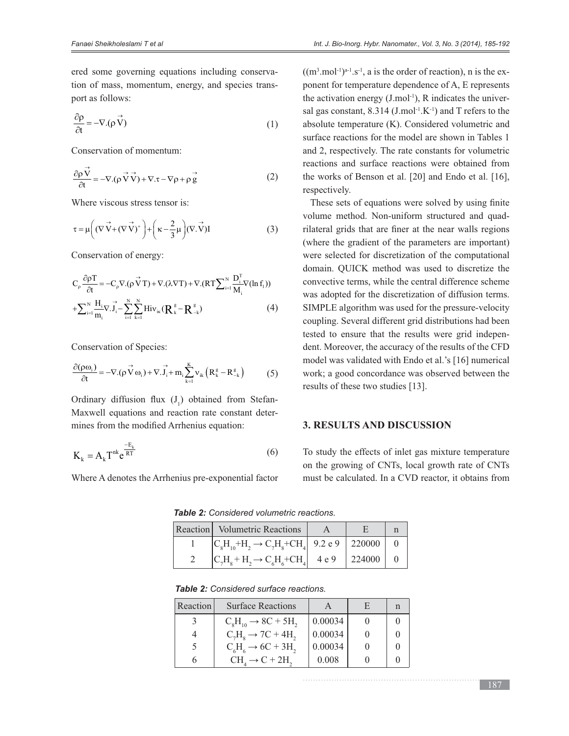ered some governing equations including conservation of mass, momentum, energy, and species transport as follows:

$$\frac{\partial \rho}{\partial t} = -\nabla.(\rho \vec{V}) \tag{1}$$

Conservation of momentum:

$$\frac{\partial \rho \vec{V}}{\partial t} = -\nabla.(\rho \vec{V}\vec{V}) + \nabla.\tau - \nabla\rho + \rho \vec{g} \tag{2}$$

Where viscous stress tensor is:

$$\tau = \mu\left( (\nabla \vec{V} + (\nabla \vec{V})^{+} \right) + \left(\kappa - \frac{2}{3}\mu\right)(\nabla.\vec{V})I \tag{3}$$

Conservation of energy:

$$C_{\rho}\frac{\partial \rho T}{\partial t} = -C_{\rho}\nabla.(\rho \vec{V} T) + \nabla.(\lambda \nabla T) + \nabla.(RT\sum_{i=1}^{N}\frac{D_i^T}{M_i}\nabla(\ln f_i)) + \sum_{i=1}^{N}\frac{H_i}{m_i}\nabla.\vec{J}_i - \sum_{i=1}^{N}\sum_{k=1}^{N} Hi\nu_{ik}(R_k^g - R_{-k}^g) \tag{4}$$

Conservation of Species:

$$\frac{\partial(\rho\omega_i)}{\partial t} = -\nabla.(\rho \vec{V}\omega_i) + \nabla.\vec{J}_i + m_i\sum_{k=1}^{K}\nu_{ik}\left(R_k^g - R_{-k}^g\right) \tag{5}$$

Ordinary diffusion flux ($J_1$) obtained from Stefan-Maxwell equations and reaction rate constant determines from the modified Arrhenius equation:

$$K_k = A_k T^{nk} e^{\frac{-E_k}{RT}} \tag{6}$$

Where A denotes the Arrhenius pre-exponential factor ($(m^3.mol^{-1})^{a-1}.s^{-1}$, a is the order of reaction), n is the exponent for temperature dependence of A, E represents the activation energy ($J.mol^{-1}$), R indicates the universal gas constant, 8.314 ($J.mol^{-1}.K^{-1}$) and T refers to the absolute temperature (K). Considered volumetric and surface reactions for the model are shown in Tables 1 and 2, respectively. The rate constants for volumetric reactions and surface reactions were obtained from the works of Benson et al. [20] and Endo et al. [16], respectively.

These sets of equations were solved by using finite volume method. Non-uniform structured and quadrilateral grids that are finer at the near walls regions (where the gradient of the parameters are important) were selected for discretization of the computational domain. QUICK method was used to discretize the convective terms, while the central difference scheme was adopted for the discretization of diffusion terms. SIMPLE algorithm was used for the pressure-velocity coupling. Several different grid distributions had been tested to ensure that the results were grid independent. Moreover, the accuracy of the results of the CFD model was validated with Endo et al.'s [16] numerical work; a good concordance was observed between the results of these two studies [13].

## 3. RESULTS AND DISCUSSION

To study the effects of inlet gas mixture temperature on the growing of CNTs, local growth rate of CNTs must be calculated. In a CVD reactor, it obtains from

***Table 2:*** *Considered volumetric reactions.*

| Reaction | Volumetric Reactions | A | E | n |
|---|---|---|---|---|
| 1 | $C_8H_{10}+H_2 \rightarrow C_7H_8+CH_4$ | 9.2 e 9 | 220000 | 0 |
| 2 | $C_7H_8 + H_2 \rightarrow C_6H_6+CH_4$ | 4 e 9 | 224000 | 0 |

***Table 2:*** *Considered surface reactions.*

| Reaction | Surface Reactions | A | E | n |
|---|---|---|---|---|
| 3 | $C_8H_{10} \rightarrow 8C + 5H_2$ | 0.00034 | 0 | 0 |
| 4 | $C_7H_8 \rightarrow 7C + 4H_2$ | 0.00034 | 0 | 0 |
| 5 | $C_6H_6 \rightarrow 6C + 3H_2$ | 0.00034 | 0 | 0 |
| 6 | $CH_4 \rightarrow C + 2H_2$ | 0.008 | 0 | 0 |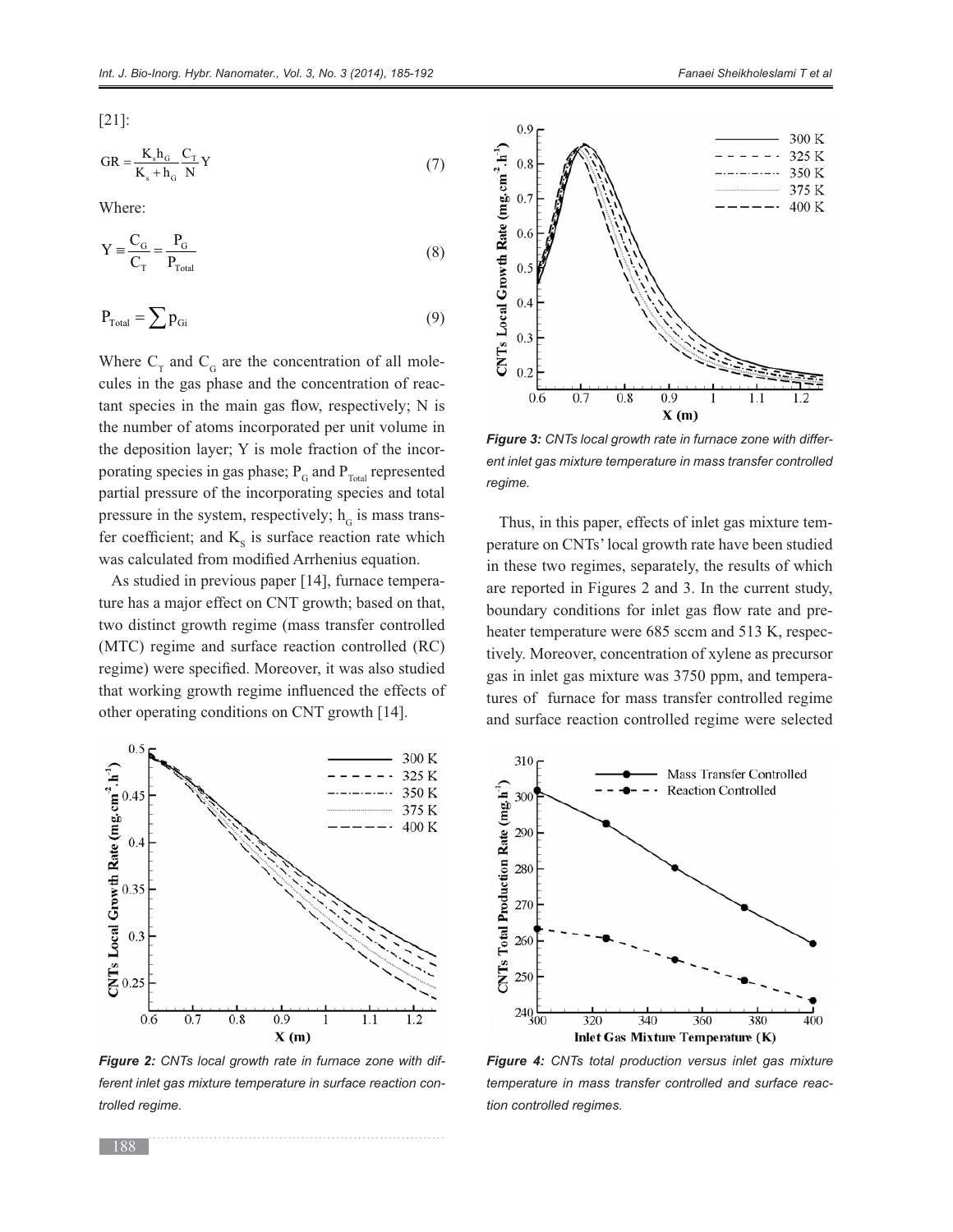[21]:

$$GR = \frac{K_s h_G}{K_s + h_G} \frac{C_T}{N} Y \quad (7)$$

Where:

$$Y \equiv \frac{C_G}{C_T} = \frac{P_G}{P_{Total}} \quad (8)$$

$$P_{Total} = \sum p_{Gi} \quad (9)$$

Where $C_T$ and $C_G$ are the concentration of all molecules in the gas phase and the concentration of reactant species in the main gas flow, respectively; N is the number of atoms incorporated per unit volume in the deposition layer; Y is mole fraction of the incorporating species in gas phase; $P_G$ and $P_{Total}$ represented partial pressure of the incorporating species and total pressure in the system, respectively; $h_G$ is mass transfer coefficient; and $K_S$ is surface reaction rate which was calculated from modified Arrhenius equation.

As studied in previous paper [14], furnace temperature has a major effect on CNT growth; based on that, two distinct growth regime (mass transfer controlled (MTC) regime and surface reaction controlled (RC) regime) were specified. Moreover, it was also studied that working growth regime influenced the effects of other operating conditions on CNT growth [14].

*Figure 2: CNTs local growth rate in furnace zone with different inlet gas mixture temperature in surface reaction controlled regime.*

*Figure 3: CNTs local growth rate in furnace zone with different inlet gas mixture temperature in mass transfer controlled regime.*

Thus, in this paper, effects of inlet gas mixture temperature on CNTs' local growth rate have been studied in these two regimes, separately, the results of which are reported in Figures 2 and 3. In the current study, boundary conditions for inlet gas flow rate and preheater temperature were 685 sccm and 513 K, respectively. Moreover, concentration of xylene as precursor gas in inlet gas mixture was 3750 ppm, and temperatures of furnace for mass transfer controlled regime and surface reaction controlled regime were selected

*Figure 4: CNTs total production versus inlet gas mixture temperature in mass transfer controlled and surface reaction controlled regimes.*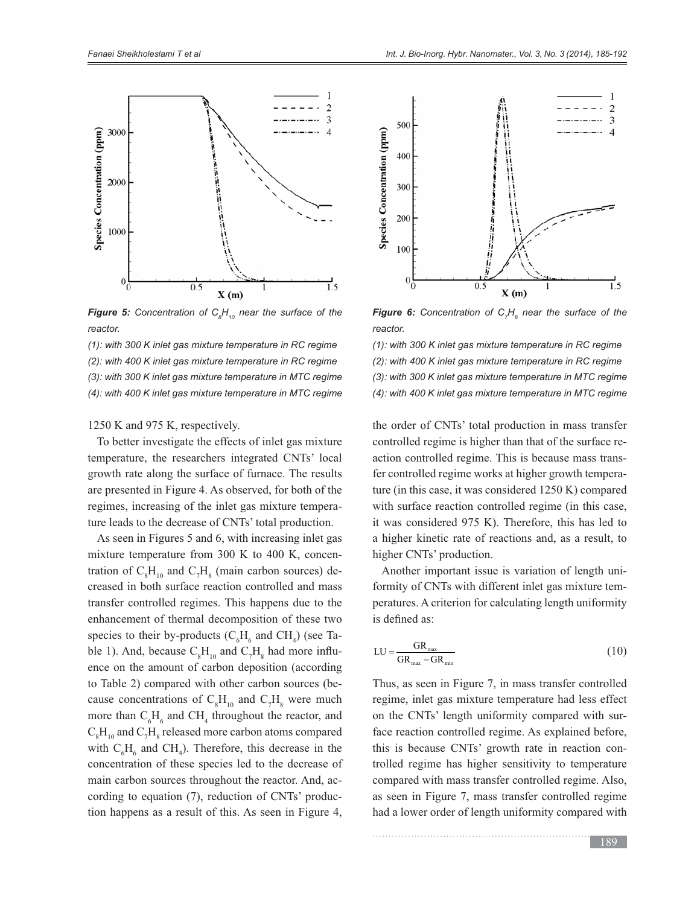*Figure 5: Concentration of $C_8H_{10}$ near the surface of the reactor.*

*(1): with 300 K inlet gas mixture temperature in RC regime*

*(2): with 400 K inlet gas mixture temperature in RC regime*

*(3): with 300 K inlet gas mixture temperature in MTC regime*

*(4): with 400 K inlet gas mixture temperature in MTC regime*

*Figure 6: Concentration of $C_7H_8$ near the surface of the reactor.*

*(1): with 300 K inlet gas mixture temperature in RC regime*

*(2): with 400 K inlet gas mixture temperature in RC regime*

*(3): with 300 K inlet gas mixture temperature in MTC regime*

*(4): with 400 K inlet gas mixture temperature in MTC regime*

1250 K and 975 K, respectively.

To better investigate the effects of inlet gas mixture temperature, the researchers integrated CNTs' local growth rate along the surface of furnace. The results are presented in Figure 4. As observed, for both of the regimes, increasing of the inlet gas mixture temperature leads to the decrease of CNTs' total production.

As seen in Figures 5 and 6, with increasing inlet gas mixture temperature from 300 K to 400 K, concentration of $C_8H_{10}$ and $C_7H_8$ (main carbon sources) decreased in both surface reaction controlled and mass transfer controlled regimes. This happens due to the enhancement of thermal decomposition of these two species to their by-products ($C_6H_6$ and $CH_4$) (see Table 1). And, because $C_8H_{10}$ and $C_7H_8$ had more influence on the amount of carbon deposition (according to Table 2) compared with other carbon sources (because concentrations of $C_8H_{10}$ and $C_7H_8$ were much more than $C_6H_6$ and $CH_4$ throughout the reactor, and $C_8H_{10}$ and $C_7H_8$ released more carbon atoms compared with $C_6H_6$ and $CH_4$). Therefore, this decrease in the concentration of these species led to the decrease of main carbon sources throughout the reactor. And, according to equation (7), reduction of CNTs' production happens as a result of this. As seen in Figure 4, the order of CNTs' total production in mass transfer controlled regime is higher than that of the surface reaction controlled regime. This is because mass transfer controlled regime works at higher growth temperature (in this case, it was considered 1250 K) compared with surface reaction controlled regime (in this case, it was considered 975 K). Therefore, this has led to a higher kinetic rate of reactions and, as a result, to higher CNTs' production.

Another important issue is variation of length uniformity of CNTs with different inlet gas mixture temperatures. A criterion for calculating length uniformity is defined as:

$$LU = \frac{GR_{max}}{GR_{max} - GR_{min}} \tag{10}$$

Thus, as seen in Figure 7, in mass transfer controlled regime, inlet gas mixture temperature had less effect on the CNTs' length uniformity compared with surface reaction controlled regime. As explained before, this is because CNTs' growth rate in reaction controlled regime has higher sensitivity to temperature compared with mass transfer controlled regime. Also, as seen in Figure 7, mass transfer controlled regime had a lower order of length uniformity compared with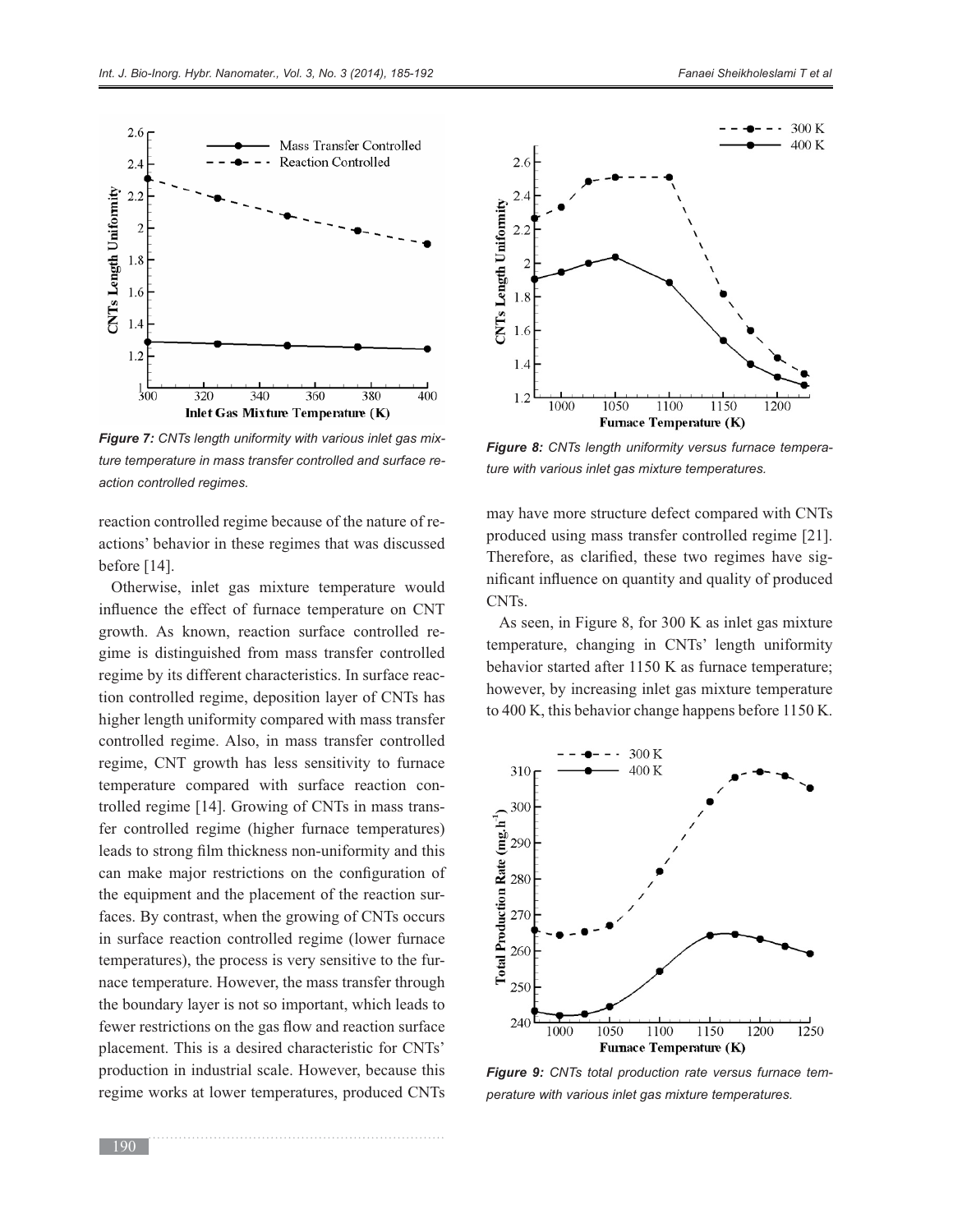Figure 7: CNTs length uniformity with various inlet gas mixture temperature in mass transfer controlled and surface reaction controlled regimes.

reaction controlled regime because of the nature of reactions' behavior in these regimes that was discussed before [14].

Otherwise, inlet gas mixture temperature would influence the effect of furnace temperature on CNT growth. As known, reaction surface controlled regime is distinguished from mass transfer controlled regime by its different characteristics. In surface reaction controlled regime, deposition layer of CNTs has higher length uniformity compared with mass transfer controlled regime. Also, in mass transfer controlled regime, CNT growth has less sensitivity to furnace temperature compared with surface reaction controlled regime [14]. Growing of CNTs in mass transfer controlled regime (higher furnace temperatures) leads to strong film thickness non-uniformity and this can make major restrictions on the configuration of the equipment and the placement of the reaction surfaces. By contrast, when the growing of CNTs occurs in surface reaction controlled regime (lower furnace temperatures), the process is very sensitive to the furnace temperature. However, the mass transfer through the boundary layer is not so important, which leads to fewer restrictions on the gas flow and reaction surface placement. This is a desired characteristic for CNTs' production in industrial scale. However, because this regime works at lower temperatures, produced CNTs may have more structure defect compared with CNTs produced using mass transfer controlled regime [21]. Therefore, as clarified, these two regimes have significant influence on quantity and quality of produced CNTs.

Figure 8: CNTs length uniformity versus furnace temperature with various inlet gas mixture temperatures.

As seen, in Figure 8, for 300 K as inlet gas mixture temperature, changing in CNTs' length uniformity behavior started after 1150 K as furnace temperature; however, by increasing inlet gas mixture temperature to 400 K, this behavior change happens before 1150 K.

Figure 9: CNTs total production rate versus furnace temperature with various inlet gas mixture temperatures.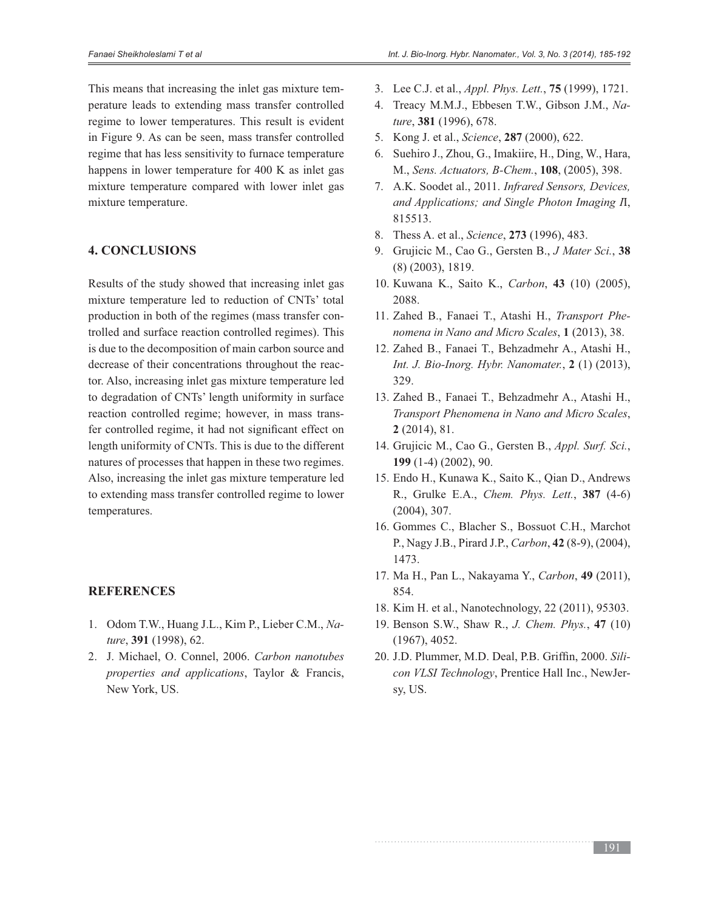This means that increasing the inlet gas mixture temperature leads to extending mass transfer controlled regime to lower temperatures. This result is evident in Figure 9. As can be seen, mass transfer controlled regime that has less sensitivity to furnace temperature happens in lower temperature for 400 K as inlet gas mixture temperature compared with lower inlet gas mixture temperature.

## 4. CONCLUSIONS

Results of the study showed that increasing inlet gas mixture temperature led to reduction of CNTs' total production in both of the regimes (mass transfer controlled and surface reaction controlled regimes). This is due to the decomposition of main carbon source and decrease of their concentrations throughout the reactor. Also, increasing inlet gas mixture temperature led to degradation of CNTs' length uniformity in surface reaction controlled regime; however, in mass transfer controlled regime, it had not significant effect on length uniformity of CNTs. This is due to the different natures of processes that happen in these two regimes. Also, increasing the inlet gas mixture temperature led to extending mass transfer controlled regime to lower temperatures.

## REFERENCES

1. Odom T.W., Huang J.L., Kim P., Lieber C.M., *Nature*, **391** (1998), 62.
2. J. Michael, O. Connel, 2006. *Carbon nanotubes properties and applications*, Taylor & Francis, New York, US.
3. Lee C.J. et al., *Appl. Phys. Lett.*, **75** (1999), 1721.
4. Treacy M.M.J., Ebbesen T.W., Gibson J.M., *Nature*, **381** (1996), 678.
5. Kong J. et al., *Science*, **287** (2000), 622.
6. Suehiro J., Zhou, G., Imakiire, H., Ding, W., Hara, M., *Sens. Actuators, B-Chem.*, **108**, (2005), 398.
7. A.K. Soodet al., 2011. *Infrared Sensors, Devices, and Applications; and Single Photon Imaging Л*, 815513.
8. Thess A. et al., *Science*, **273** (1996), 483.
9. Grujicic M., Cao G., Gersten B., *J Mater Sci.*, **38** (8) (2003), 1819.
10. Kuwana K., Saito K., *Carbon*, **43** (10) (2005), 2088.
11. Zahed B., Fanaei T., Atashi H., *Transport Phenomena in Nano and Micro Scales*, **1** (2013), 38.
12. Zahed B., Fanaei T., Behzadmehr A., Atashi H., *Int. J. Bio-Inorg. Hybr. Nanomater.*, **2** (1) (2013), 329.
13. Zahed B., Fanaei T., Behzadmehr A., Atashi H., *Transport Phenomena in Nano and Micro Scales*, **2** (2014), 81.
14. Grujicic M., Cao G., Gersten B., *Appl. Surf. Sci.*, **199** (1-4) (2002), 90.
15. Endo H., Kunawa K., Saito K., Qian D., Andrews R., Grulke E.A., *Chem. Phys. Lett.*, **387** (4-6) (2004), 307.
16. Gommes C., Blacher S., Bossuot C.H., Marchot P., Nagy J.B., Pirard J.P., *Carbon*, **42** (8-9), (2004), 1473.
17. Ma H., Pan L., Nakayama Y., *Carbon*, **49** (2011), 854.
18. Kim H. et al., Nanotechnology, 22 (2011), 95303.
19. Benson S.W., Shaw R., *J. Chem. Phys.*, **47** (10) (1967), 4052.
20. J.D. Plummer, M.D. Deal, P.B. Griffin, 2000. *Silicon VLSI Technology*, Prentice Hall Inc., NewJersy, US.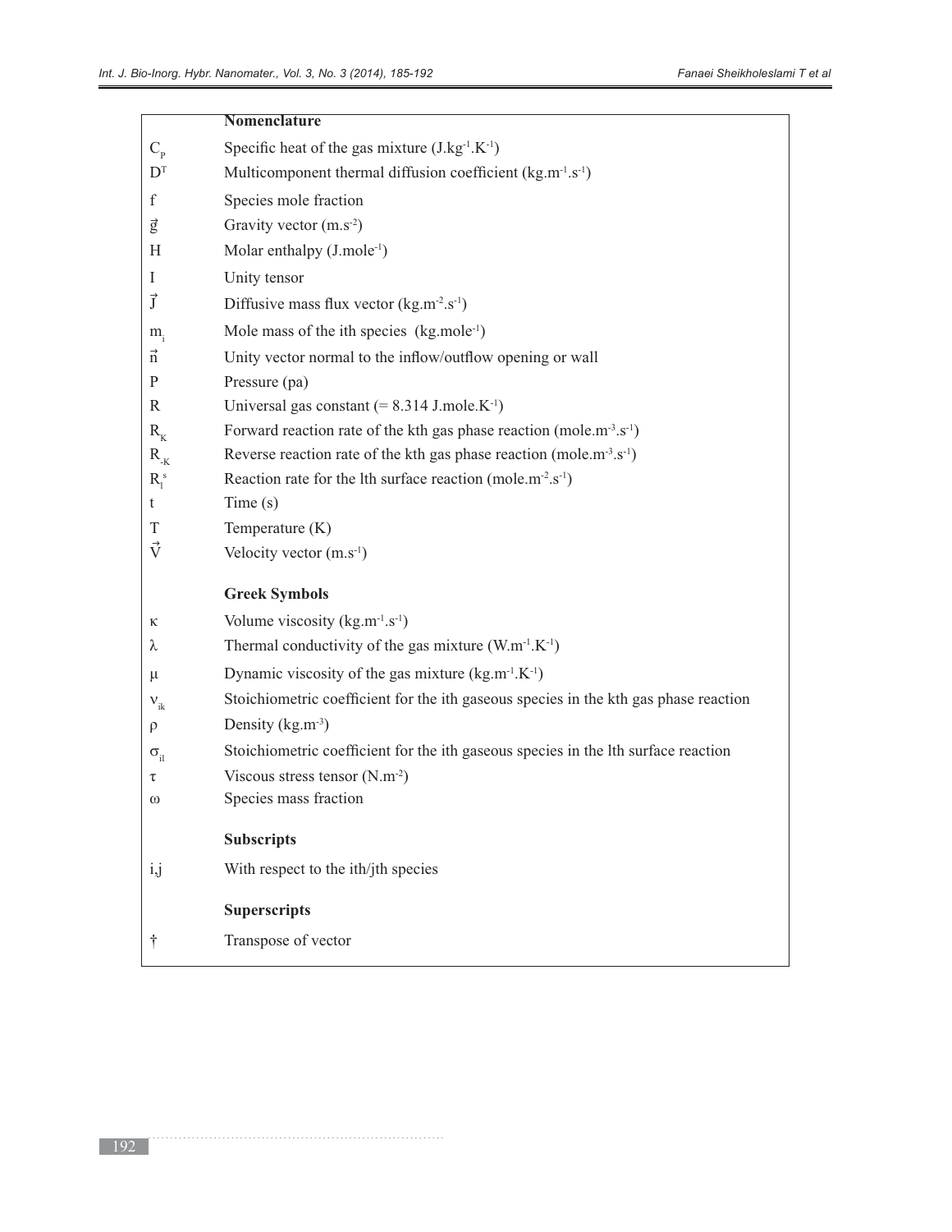## Nomenclature

| | |
|---|---|
| $C_P$ | Specific heat of the gas mixture ($J.kg^{-1}.K^{-1}$) |
| $D^T$ | Multicomponent thermal diffusion coefficient ($kg.m^{-1}.s^{-1}$) |
| f | Species mole fraction |
| $\vec{g}$ | Gravity vector ($m.s^{-2}$) |
| H | Molar enthalpy ($J.mole^{-1}$) |
| I | Unity tensor |
| $\vec{J}$ | Diffusive mass flux vector ($kg.m^{-2}.s^{-1}$) |
| $m_i$ | Mole mass of the ith species ($kg.mole^{-1}$) |
| $\vec{n}$ | Unity vector normal to the inflow/outflow opening or wall |
| P | Pressure (pa) |
| R | Universal gas constant (= 8.314 $J.mole.K^{-1}$) |
| $R_K$ | Forward reaction rate of the kth gas phase reaction ($mole.m^{-3}.s^{-1}$) |
| $R_{-K}$ | Reverse reaction rate of the kth gas phase reaction ($mole.m^{-3}.s^{-1}$) |
| $R_l^s$ | Reaction rate for the lth surface reaction ($mole.m^{-2}.s^{-1}$) |
| t | Time (s) |
| T | Temperature (K) |
| $\vec{V}$ | Velocity vector ($m.s^{-1}$) |

### Greek Symbols

| | |
|---|---|
| $\kappa$ | Volume viscosity ($kg.m^{-1}.s^{-1}$) |
| $\lambda$ | Thermal conductivity of the gas mixture ($W.m^{-1}.K^{-1}$) |
| $\mu$ | Dynamic viscosity of the gas mixture ($kg.m^{-1}.K^{-1}$) |
| $\nu_{ik}$ | Stoichiometric coefficient for the ith gaseous species in the kth gas phase reaction |
| $\rho$ | Density ($kg.m^{-3}$) |
| $\sigma_{il}$ | Stoichiometric coefficient for the ith gaseous species in the lth surface reaction |
| $\tau$ | Viscous stress tensor ($N.m^{-2}$) |
| $\omega$ | Species mass fraction |

### Subscripts

| | |
|---|---|
| i,j | With respect to the ith/jth species |

### Superscripts

| | |
|---|---|
| † | Transpose of vector |